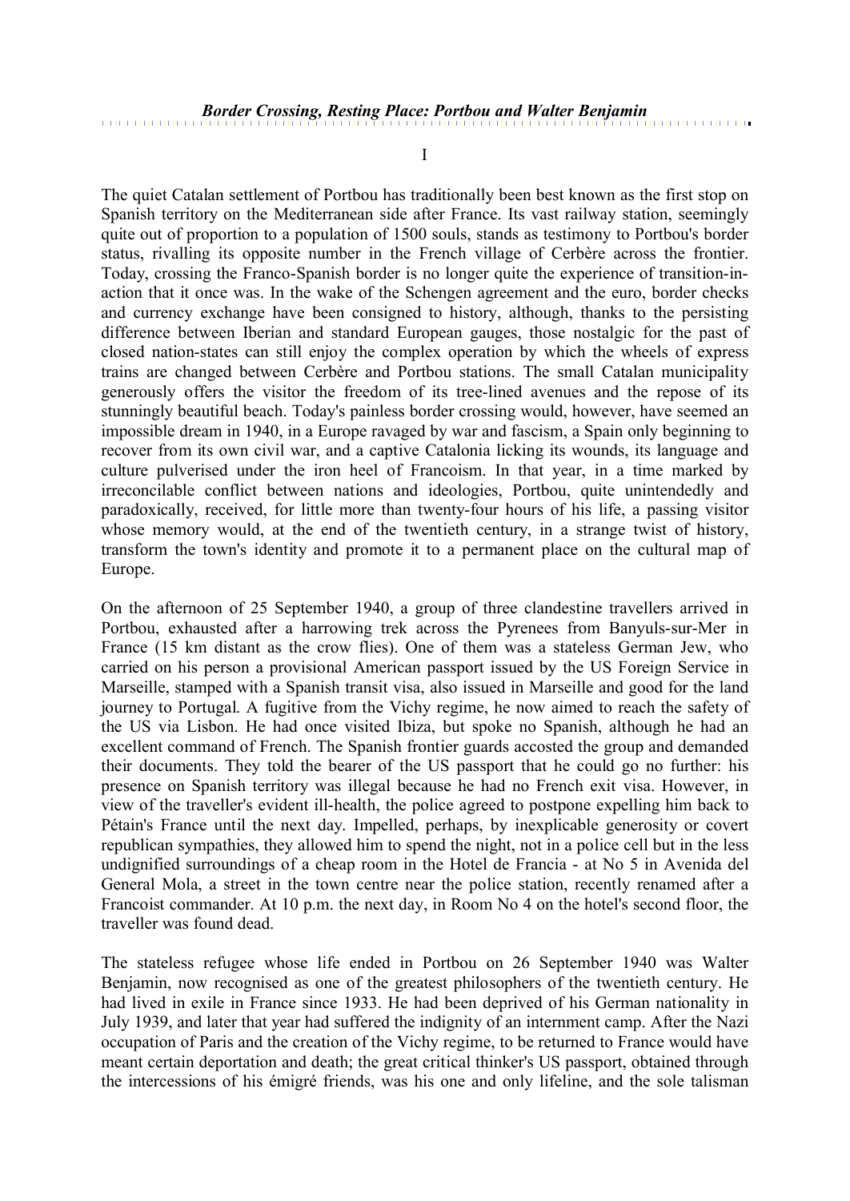### *Border Crossing, Resting Place: Portbou and Walter Benjamin*

I

The quiet Catalan settlement of Portbou has traditionally been best known as the first stop on Spanish territory on the Mediterranean side after France. Its vast railway station, seemingly quite out of proportion to a population of 1500 souls, stands as testimony to Portbou's border status, rivalling its opposite number in the French village of Cerbère across the frontier. Today, crossing the Franco-Spanish border is no longer quite the experience of transition-in-action that it once was. In the wake of the Schengen agreement and the euro, border checks and currency exchange have been consigned to history, although, thanks to the persisting difference between Iberian and standard European gauges, those nostalgic for the past of closed nation-states can still enjoy the complex operation by which the wheels of express trains are changed between Cerbère and Portbou stations. The small Catalan municipality generously offers the visitor the freedom of its tree-lined avenues and the repose of its stunningly beautiful beach. Today's painless border crossing would, however, have seemed an impossible dream in 1940, in a Europe ravaged by war and fascism, a Spain only beginning to recover from its own civil war, and a captive Catalonia licking its wounds, its language and culture pulverised under the iron heel of Francoism. In that year, in a time marked by irreconcilable conflict between nations and ideologies, Portbou, quite unintendedly and paradoxically, received, for little more than twenty-four hours of his life, a passing visitor whose memory would, at the end of the twentieth century, in a strange twist of history, transform the town's identity and promote it to a permanent place on the cultural map of Europe.

On the afternoon of 25 September 1940, a group of three clandestine travellers arrived in Portbou, exhausted after a harrowing trek across the Pyrenees from Banyuls-sur-Mer in France (15 km distant as the crow flies). One of them was a stateless German Jew, who carried on his person a provisional American passport issued by the US Foreign Service in Marseille, stamped with a Spanish transit visa, also issued in Marseille and good for the land journey to Portugal. A fugitive from the Vichy regime, he now aimed to reach the safety of the US via Lisbon. He had once visited Ibiza, but spoke no Spanish, although he had an excellent command of French. The Spanish frontier guards accosted the group and demanded their documents. They told the bearer of the US passport that he could go no further: his presence on Spanish territory was illegal because he had no French exit visa. However, in view of the traveller's evident ill-health, the police agreed to postpone expelling him back to Pétain's France until the next day. Impelled, perhaps, by inexplicable generosity or covert republican sympathies, they allowed him to spend the night, not in a police cell but in the less undignified surroundings of a cheap room in the Hotel de Francia - at No 5 in Avenida del General Mola, a street in the town centre near the police station, recently renamed after a Francoist commander. At 10 p.m. the next day, in Room No 4 on the hotel's second floor, the traveller was found dead.

The stateless refugee whose life ended in Portbou on 26 September 1940 was Walter Benjamin, now recognised as one of the greatest philosophers of the twentieth century. He had lived in exile in France since 1933. He had been deprived of his German nationality in July 1939, and later that year had suffered the indignity of an internment camp. After the Nazi occupation of Paris and the creation of the Vichy regime, to be returned to France would have meant certain deportation and death; the great critical thinker's US passport, obtained through the intercessions of his émigré friends, was his one and only lifeline, and the sole talisman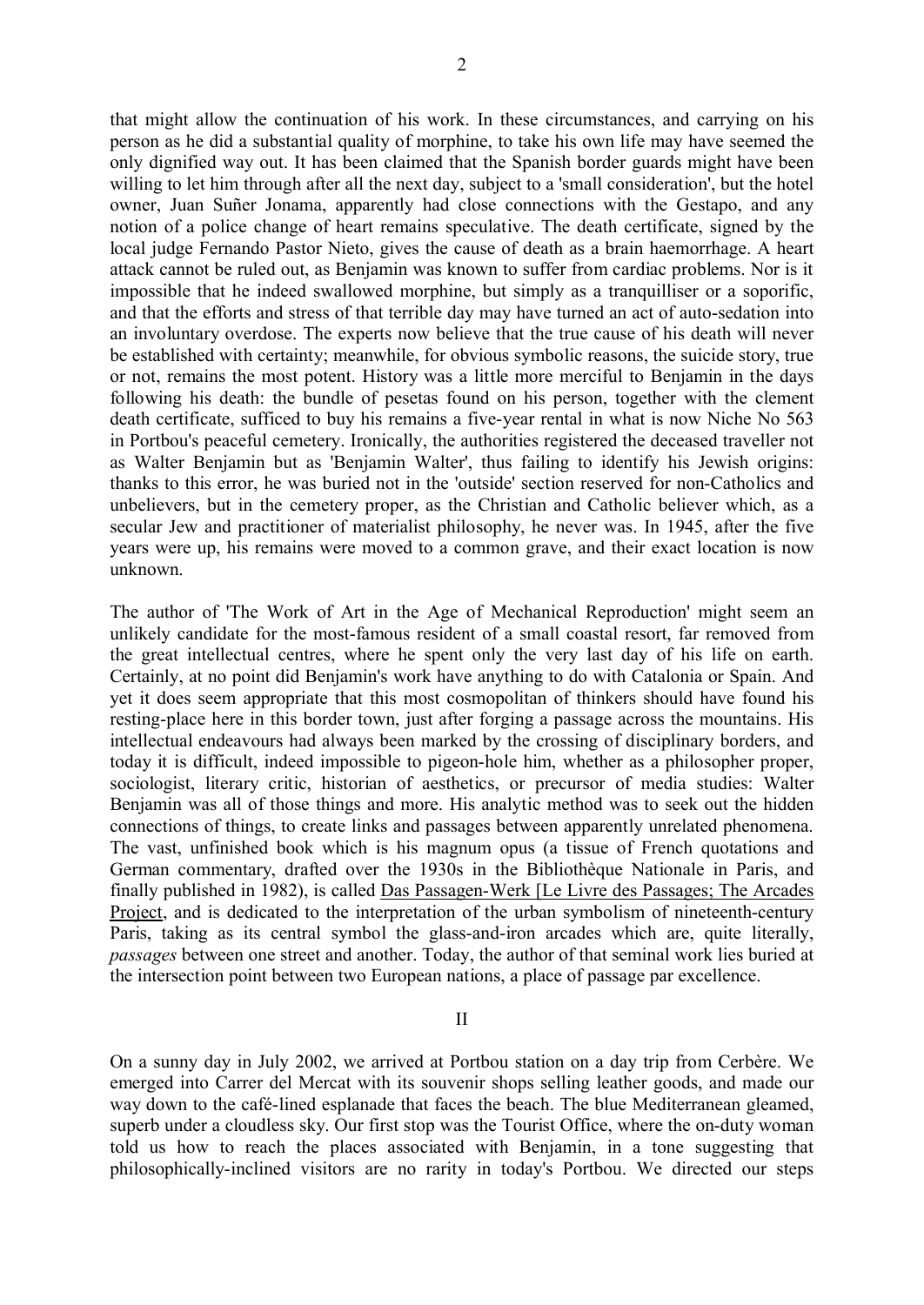that might allow the continuation of his work. In these circumstances, and carrying on his person as he did a substantial quality of morphine, to take his own life may have seemed the only dignified way out. It has been claimed that the Spanish border guards might have been willing to let him through after all the next day, subject to a 'small consideration', but the hotel owner, Juan Suñer Jonama, apparently had close connections with the Gestapo, and any notion of a police change of heart remains speculative. The death certificate, signed by the local judge Fernando Pastor Nieto, gives the cause of death as a brain haemorrhage. A heart attack cannot be ruled out, as Benjamin was known to suffer from cardiac problems. Nor is it impossible that he indeed swallowed morphine, but simply as a tranquilliser or a soporific, and that the efforts and stress of that terrible day may have turned an act of auto-sedation into an involuntary overdose. The experts now believe that the true cause of his death will never be established with certainty; meanwhile, for obvious symbolic reasons, the suicide story, true or not, remains the most potent. History was a little more merciful to Benjamin in the days following his death: the bundle of pesetas found on his person, together with the clement death certificate, sufficed to buy his remains a five-year rental in what is now Niche No 563 in Portbou's peaceful cemetery. Ironically, the authorities registered the deceased traveller not as Walter Benjamin but as 'Benjamin Walter', thus failing to identify his Jewish origins: thanks to this error, he was buried not in the 'outside' section reserved for non-Catholics and unbelievers, but in the cemetery proper, as the Christian and Catholic believer which, as a secular Jew and practitioner of materialist philosophy, he never was. In 1945, after the five years were up, his remains were moved to a common grave, and their exact location is now unknown.

The author of 'The Work of Art in the Age of Mechanical Reproduction' might seem an unlikely candidate for the most-famous resident of a small coastal resort, far removed from the great intellectual centres, where he spent only the very last day of his life on earth. Certainly, at no point did Benjamin's work have anything to do with Catalonia or Spain. And yet it does seem appropriate that this most cosmopolitan of thinkers should have found his resting-place here in this border town, just after forging a passage across the mountains. His intellectual endeavours had always been marked by the crossing of disciplinary borders, and today it is difficult, indeed impossible to pigeon-hole him, whether as a philosopher proper, sociologist, literary critic, historian of aesthetics, or precursor of media studies: Walter Benjamin was all of those things and more. His analytic method was to seek out the hidden connections of things, to create links and passages between apparently unrelated phenomena. The vast, unfinished book which is his magnum opus (a tissue of French quotations and German commentary, drafted over the 1930s in the Bibliothèque Nationale in Paris, and finally published in 1982), is called Das Passagen-Werk [Le Livre des Passages; The Arcades Project, and is dedicated to the interpretation of the urban symbolism of nineteenth-century Paris, taking as its central symbol the glass-and-iron arcades which are, quite literally, *passages* between one street and another. Today, the author of that seminal work lies buried at the intersection point between two European nations, a place of passage par excellence.

## II

On a sunny day in July 2002, we arrived at Portbou station on a day trip from Cerbère. We emerged into Carrer del Mercat with its souvenir shops selling leather goods, and made our way down to the café-lined esplanade that faces the beach. The blue Mediterranean gleamed, superb under a cloudless sky. Our first stop was the Tourist Office, where the on-duty woman told us how to reach the places associated with Benjamin, in a tone suggesting that philosophically-inclined visitors are no rarity in today's Portbou. We directed our steps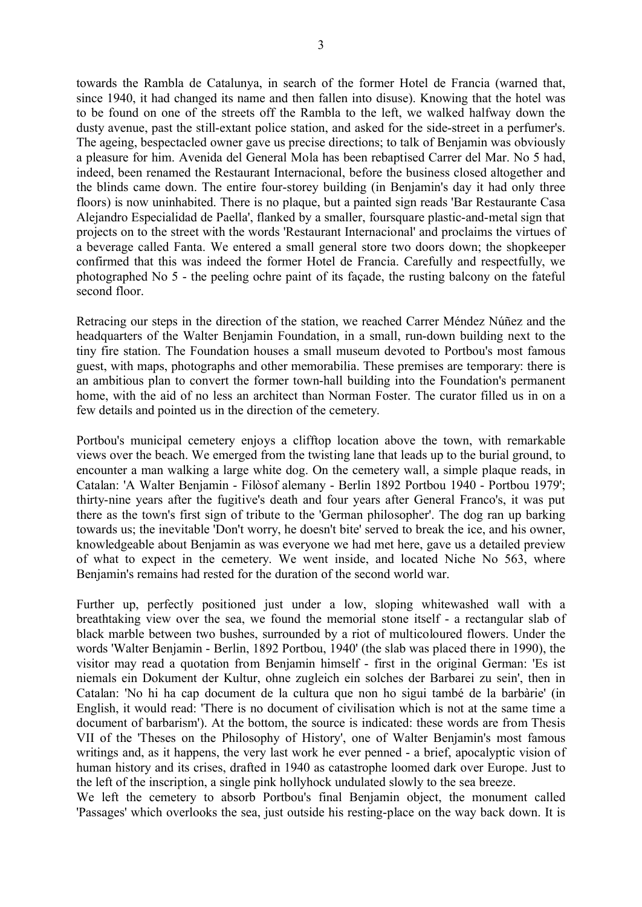towards the Rambla de Catalunya, in search of the former Hotel de Francia (warned that, since 1940, it had changed its name and then fallen into disuse). Knowing that the hotel was to be found on one of the streets off the Rambla to the left, we walked halfway down the dusty avenue, past the still-extant police station, and asked for the side-street in a perfumer's. The ageing, bespectacled owner gave us precise directions; to talk of Benjamin was obviously a pleasure for him. Avenida del General Mola has been rebaptised Carrer del Mar. No 5 had, indeed, been renamed the Restaurant Internacional, before the business closed altogether and the blinds came down. The entire four-storey building (in Benjamin's day it had only three floors) is now uninhabited. There is no plaque, but a painted sign reads 'Bar Restaurante Casa Alejandro Especialidad de Paella', flanked by a smaller, foursquare plastic-and-metal sign that projects on to the street with the words 'Restaurant Internacional' and proclaims the virtues of a beverage called Fanta. We entered a small general store two doors down; the shopkeeper confirmed that this was indeed the former Hotel de Francia. Carefully and respectfully, we photographed No 5 - the peeling ochre paint of its façade, the rusting balcony on the fateful second floor.

Retracing our steps in the direction of the station, we reached Carrer Méndez Núñez and the headquarters of the Walter Benjamin Foundation, in a small, run-down building next to the tiny fire station. The Foundation houses a small museum devoted to Portbou's most famous guest, with maps, photographs and other memorabilia. These premises are temporary: there is an ambitious plan to convert the former town-hall building into the Foundation's permanent home, with the aid of no less an architect than Norman Foster. The curator filled us in on a few details and pointed us in the direction of the cemetery.

Portbou's municipal cemetery enjoys a clifftop location above the town, with remarkable views over the beach. We emerged from the twisting lane that leads up to the burial ground, to encounter a man walking a large white dog. On the cemetery wall, a simple plaque reads, in Catalan: 'A Walter Benjamin - Filòsof alemany - Berlin 1892 Portbou 1940 - Portbou 1979'; thirty-nine years after the fugitive's death and four years after General Franco's, it was put there as the town's first sign of tribute to the 'German philosopher'. The dog ran up barking towards us; the inevitable 'Don't worry, he doesn't bite' served to break the ice, and his owner, knowledgeable about Benjamin as was everyone we had met here, gave us a detailed preview of what to expect in the cemetery. We went inside, and located Niche No 563, where Benjamin's remains had rested for the duration of the second world war.

Further up, perfectly positioned just under a low, sloping whitewashed wall with a breathtaking view over the sea, we found the memorial stone itself - a rectangular slab of black marble between two bushes, surrounded by a riot of multicoloured flowers. Under the words 'Walter Benjamin - Berlin, 1892 Portbou, 1940' (the slab was placed there in 1990), the visitor may read a quotation from Benjamin himself - first in the original German: 'Es ist niemals ein Dokument der Kultur, ohne zugleich ein solches der Barbarei zu sein', then in Catalan: 'No hi ha cap document de la cultura que non ho sigui també de la barbàrie' (in English, it would read: 'There is no document of civilisation which is not at the same time a document of barbarism'). At the bottom, the source is indicated: these words are from Thesis VII of the 'Theses on the Philosophy of History', one of Walter Benjamin's most famous writings and, as it happens, the very last work he ever penned - a brief, apocalyptic vision of human history and its crises, drafted in 1940 as catastrophe loomed dark over Europe. Just to the left of the inscription, a single pink hollyhock undulated slowly to the sea breeze.

We left the cemetery to absorb Portbou's final Benjamin object, the monument called 'Passages' which overlooks the sea, just outside his resting-place on the way back down. It is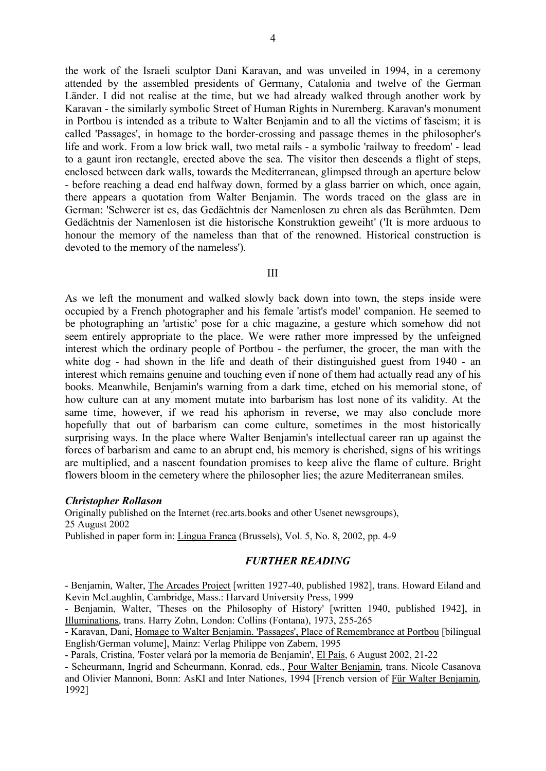the work of the Israeli sculptor Dani Karavan, and was unveiled in 1994, in a ceremony attended by the assembled presidents of Germany, Catalonia and twelve of the German Länder. I did not realise at the time, but we had already walked through another work by Karavan - the similarly symbolic Street of Human Rights in Nuremberg. Karavan's monument in Portbou is intended as a tribute to Walter Benjamin and to all the victims of fascism; it is called 'Passages', in homage to the border-crossing and passage themes in the philosopher's life and work. From a low brick wall, two metal rails - a symbolic 'railway to freedom' - lead to a gaunt iron rectangle, erected above the sea. The visitor then descends a flight of steps, enclosed between dark walls, towards the Mediterranean, glimpsed through an aperture below - before reaching a dead end halfway down, formed by a glass barrier on which, once again, there appears a quotation from Walter Benjamin. The words traced on the glass are in German: 'Schwerer ist es, das Gedächtnis der Namenlosen zu ehren als das Berühmten. Dem Gedächtnis der Namenlosen ist die historische Konstruktion geweiht' ('It is more arduous to honour the memory of the nameless than that of the renowned. Historical construction is devoted to the memory of the nameless').

## III

As we left the monument and walked slowly back down into town, the steps inside were occupied by a French photographer and his female 'artist's model' companion. He seemed to be photographing an 'artistic' pose for a chic magazine, a gesture which somehow did not seem entirely appropriate to the place. We were rather more impressed by the unfeigned interest which the ordinary people of Portbou - the perfumer, the grocer, the man with the white dog - had shown in the life and death of their distinguished guest from 1940 - an interest which remains genuine and touching even if none of them had actually read any of his books. Meanwhile, Benjamin's warning from a dark time, etched on his memorial stone, of how culture can at any moment mutate into barbarism has lost none of its validity. At the same time, however, if we read his aphorism in reverse, we may also conclude more hopefully that out of barbarism can come culture, sometimes in the most historically surprising ways. In the place where Walter Benjamin's intellectual career ran up against the forces of barbarism and came to an abrupt end, his memory is cherished, signs of his writings are multiplied, and a nascent foundation promises to keep alive the flame of culture. Bright flowers bloom in the cemetery where the philosopher lies; the azure Mediterranean smiles.

***Christopher Rollason***

Originally published on the Internet (rec.arts.books and other Usenet newsgroups), 25 August 2002

Published in paper form in: Lingua Franca (Brussels), Vol. 5, No. 8, 2002, pp. 4-9

## *FURTHER READING*

- Benjamin, Walter, The Arcades Project [written 1927-40, published 1982], trans. Howard Eiland and Kevin McLaughlin, Cambridge, Mass.: Harvard University Press, 1999
- Benjamin, Walter, 'Theses on the Philosophy of History' [written 1940, published 1942], in Illuminations, trans. Harry Zohn, London: Collins (Fontana), 1973, 255-265
- Karavan, Dani, Homage to Walter Benjamin. 'Passages', Place of Remembrance at Portbou [bilingual English/German volume], Mainz: Verlag Philippe von Zabern, 1995
- Parals, Cristina, 'Foster velará por la memoria de Benjamin', El País, 6 August 2002, 21-22
- Scheurmann, Ingrid and Scheurmann, Konrad, eds., Pour Walter Benjamin, trans. Nicole Casanova and Olivier Mannoni, Bonn: AsKI and Inter Nationes, 1994 [French version of Für Walter Benjamin, 1992]